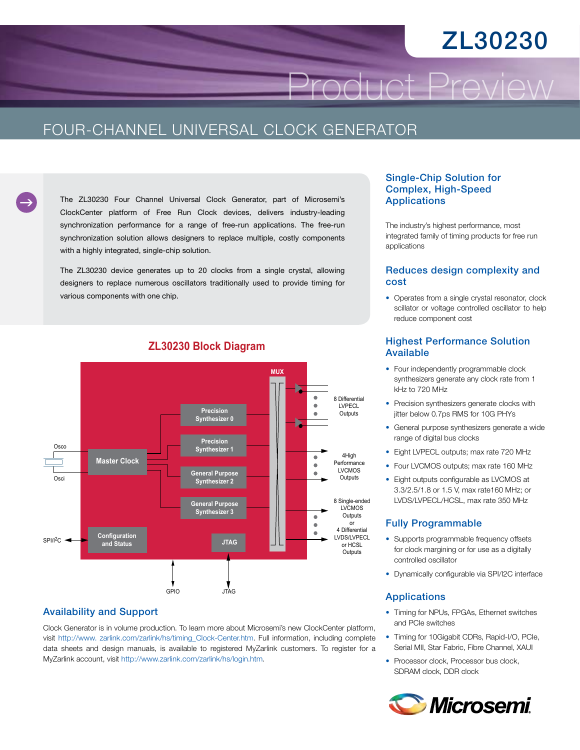# ZL30230

Product Preview

## FOUR-CHANNEL UNIVERSAL CLOCK GENERATOR

The ZL30230 Four Channel Universal Clock Generator, part of Microsemi's ClockCenter platform of Free Run Clock devices, delivers industry-leading synchronization performance for a range of free-run applications. The free-run synchronization solution allows designers to replace multiple, costly components with a highly integrated, single-chip solution.

The ZL30230 device generates up to 20 clocks from a single crystal, allowing designers to replace numerous oscillators traditionally used to provide timing for various components with one chip.

### ZL30230 Block Diagram

Osco, Osci, Master Clock, Precision Synthesizer 0, Precision Synthesizer 1, General Purpose Synthesizer 2, General Purpose Synthesizer 3, MUX, Configuration and Status, JTAG, SPI/I2C, GPIO, JTAG

8 Differential LVPECL Outputs

4High Performance LVCMOS Outputs

8 Single-ended LVCMOS Outputs or 4 Differential LVDS/LVPECL or HCSL Outputs

## Availability and Support

Clock Generator is in volume production. To learn more about Microsemi's new ClockCenter platform, visit http://www. zarlink.com/zarlink/hs/timing_Clock-Center.htm. Full information, including complete data sheets and design manuals, is available to registered MyZarlink customers. To register for a MyZarlink account, visit http://www.zarlink.com/zarlink/hs/login.htm.

## Single-Chip Solution for Complex, High-Speed Applications

The industry's highest performance, most integrated family of timing products for free run applications

## Reduces design complexity and cost

- Operates from a single crystal resonator, clock scillator or voltage controlled oscillator to help reduce component cost

## Highest Performance Solution Available

- Four independently programmable clock synthesizers generate any clock rate from 1 kHz to 720 MHz
- Precision synthesizers generate clocks with jitter below 0.7ps RMS for 10G PHYs
- General purpose synthesizers generate a wide range of digital bus clocks
- Eight LVPECL outputs; max rate 720 MHz
- Four LVCMOS outputs; max rate 160 MHz
- Eight outputs configurable as LVCMOS at 3.3/2.5/1.8 or 1.5 V, max rate160 MHz; or LVDS/LVPECL/HCSL, max rate 350 MHz

## Fully Programmable

- Supports programmable frequency offsets for clock margining or for use as a digitally controlled oscillator
- Dynamically configurable via SPI/I2C interface

## Applications

- Timing for NPUs, FPGAs, Ethernet switches and PCIe switches
- Timing for 10Gigabit CDRs, Rapid-I/O, PCIe, Serial MII, Star Fabric, Fibre Channel, XAUI
- Processor clock, Processor bus clock, SDRAM clock, DDR clock

Microsemi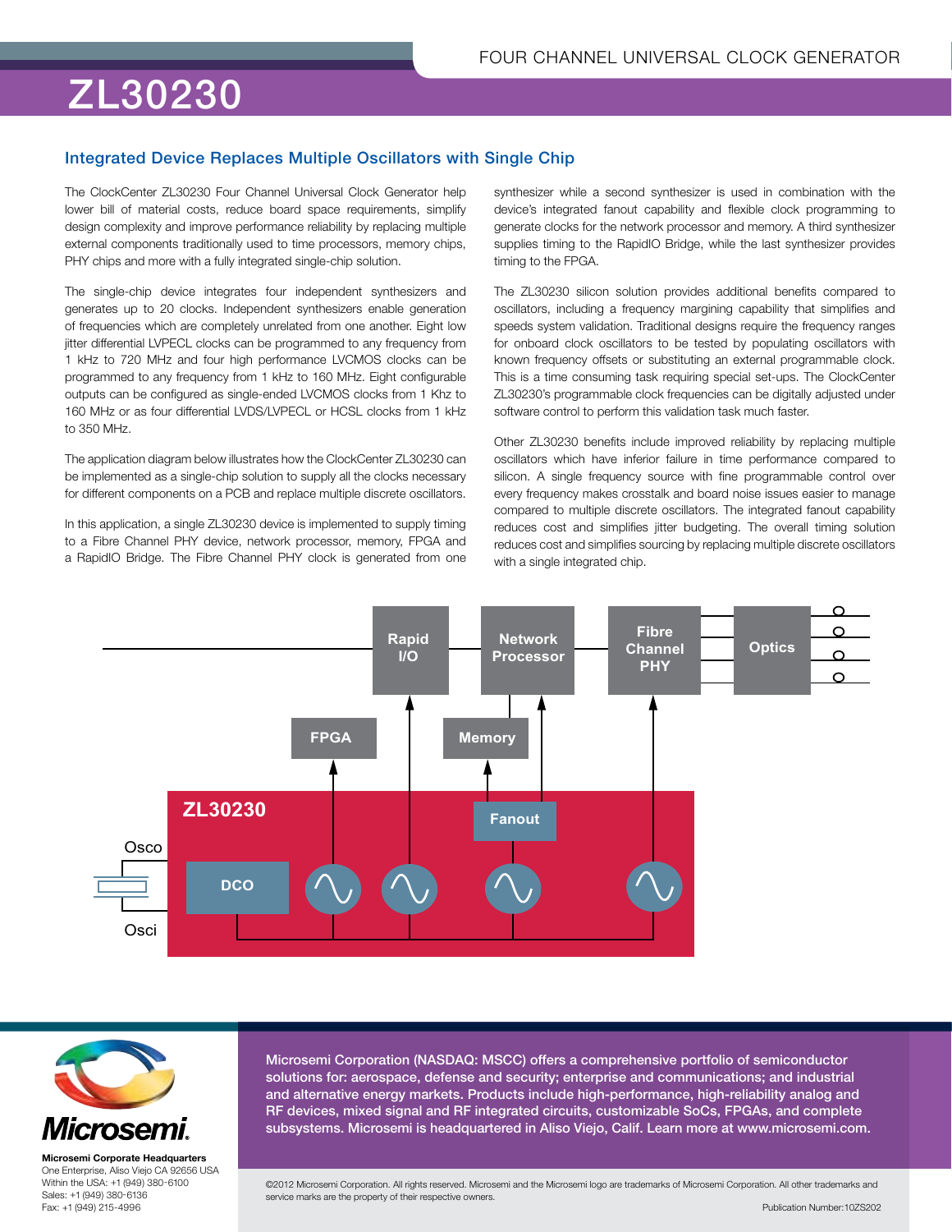# ZL30230

FOUR CHANNEL UNIVERSAL CLOCK GENERATOR

## Integrated Device Replaces Multiple Oscillators with Single Chip

The ClockCenter ZL30230 Four Channel Universal Clock Generator help lower bill of material costs, reduce board space requirements, simplify design complexity and improve performance reliability by replacing multiple external components traditionally used to time processors, memory chips, PHY chips and more with a fully integrated single-chip solution.

The single-chip device integrates four independent synthesizers and generates up to 20 clocks. Independent synthesizers enable generation of frequencies which are completely unrelated from one another. Eight low jitter differential LVPECL clocks can be programmed to any frequency from 1 kHz to 720 MHz and four high performance LVCMOS clocks can be programmed to any frequency from 1 kHz to 160 MHz. Eight configurable outputs can be configured as single-ended LVCMOS clocks from 1 Khz to 160 MHz or as four differential LVDS/LVPECL or HCSL clocks from 1 kHz to 350 MHz.

The application diagram below illustrates how the ClockCenter ZL30230 can be implemented as a single-chip solution to supply all the clocks necessary for different components on a PCB and replace multiple discrete oscillators.

In this application, a single ZL30230 device is implemented to supply timing to a Fibre Channel PHY device, network processor, memory, FPGA and a RapidIO Bridge. The Fibre Channel PHY clock is generated from one synthesizer while a second synthesizer is used in combination with the device's integrated fanout capability and flexible clock programming to generate clocks for the network processor and memory. A third synthesizer supplies timing to the RapidIO Bridge, while the last synthesizer provides timing to the FPGA.

The ZL30230 silicon solution provides additional benefits compared to oscillators, including a frequency margining capability that simplifies and speeds system validation. Traditional designs require the frequency ranges for onboard clock oscillators to be tested by populating oscillators with known frequency offsets or substituting an external programmable clock. This is a time consuming task requiring special set-ups. The ClockCenter ZL30230's programmable clock frequencies can be digitally adjusted under software control to perform this validation task much faster.

Other ZL30230 benefits include improved reliability by replacing multiple oscillators which have inferior failure in time performance compared to silicon. A single frequency source with fine programmable control over every frequency makes crosstalk and board noise issues easier to manage compared to multiple discrete oscillators. The integrated fanout capability reduces cost and simplifies jitter budgeting. The overall timing solution reduces cost and simplifies sourcing by replacing multiple discrete oscillators with a single integrated chip.

Rapid I/O
Network Processor
Fibre Channel PHY
Optics
FPGA
Memory
ZL30230
Fanout
Osco
DCO
Osci

Microsemi Corporation (NASDAQ: MSCC) offers a comprehensive portfolio of semiconductor solutions for: aerospace, defense and security; enterprise and communications; and industrial and alternative energy markets. Products include high-performance, high-reliability analog and RF devices, mixed signal and RF integrated circuits, customizable SoCs, FPGAs, and complete subsystems. Microsemi is headquartered in Aliso Viejo, Calif. Learn more at www.microsemi.com.

**Microsemi Corporate Headquarters**
One Enterprise, Aliso Viejo CA 92656 USA
Within the USA: +1 (949) 380-6100
Sales: +1 (949) 380-6136
Fax: +1 (949) 215-4996

©2012 Microsemi Corporation. All rights reserved. Microsemi and the Microsemi logo are trademarks of Microsemi Corporation. All other trademarks and service marks are the property of their respective owners.

Publication Number:10ZS202